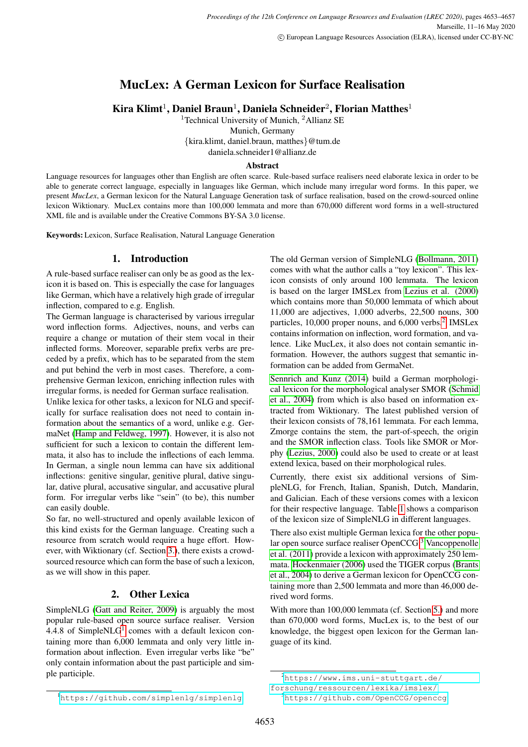# MucLex: A German Lexicon for Surface Realisation

**Kira Klimt**[1], **Daniel Braun**[1], **Daniela Schneider**[2], **Florian Matthes**[1]

[1]Technical University of Munich, [2]Allianz SE

Munich, Germany

{kira.klimt, daniel.braun, matthes}@tum.de

daniela.schneider1@allianz.de

### Abstract

Language resources for languages other than English are often scarce. Rule-based surface realisers need elaborate lexica in order to be able to generate correct language, especially in languages like German, which include many irregular word forms. In this paper, we present *MucLex*, a German lexicon for the Natural Language Generation task of surface realisation, based on the crowd-sourced online lexicon Wiktionary. MucLex contains more than 100,000 lemmata and more than 670,000 different word forms in a well-structured XML file and is available under the Creative Commons BY-SA 3.0 license.

**Keywords:** Lexicon, Surface Realisation, Natural Language Generation

## 1. Introduction

A rule-based surface realiser can only be as good as the lexicon it is based on. This is especially the case for languages like German, which have a relatively high grade of irregular inflection, compared to e.g. English.

The German language is characterised by various irregular word inflection forms. Adjectives, nouns, and verbs can require a change or mutation of their stem vocal in their inflected forms. Moreover, separable prefix verbs are preceded by a prefix, which has to be separated from the stem and put behind the verb in most cases. Therefore, a comprehensive German lexicon, enriching inflection rules with irregular forms, is needed for German surface realisation.

Unlike lexica for other tasks, a lexicon for NLG and specifically for surface realisation does not need to contain information about the semantics of a word, unlike e.g. GermaNet (Hamp and Feldweg, 1997). However, it is also not sufficient for such a lexicon to contain the different lemmata, it also has to include the inflections of each lemma. In German, a single noun lemma can have six additional inflections: genitive singular, genitive plural, dative singular, dative plural, accusative singular, and accusative plural form. For irregular verbs like "sein" (to be), this number can easily double.

So far, no well-structured and openly available lexicon of this kind exists for the German language. Creating such a resource from scratch would require a huge effort. However, with Wiktionary (cf. Section 3.), there exists a crowd-sourced resource which can form the base of such a lexicon, as we will show in this paper.

## 2. Other Lexica

SimpleNLG (Gatt and Reiter, 2009) is arguably the most popular rule-based open source surface realiser. Version 4.4.8 of SimpleNLG[1] comes with a default lexicon containing more than 6,000 lemmata and only very little information about inflection. Even irregular verbs like "be" only contain information about the past participle and simple participle.

The old German version of SimpleNLG (Bollmann, 2011) comes with what the author calls a "toy lexicon". This lexicon consists of only around 100 lemmata. The lexicon is based on the larger IMSLex from Lezius et al. (2000) which contains more than 50,000 lemmata of which about 11,000 are adjectives, 1,000 adverbs, 22,500 nouns, 300 particles, 10,000 proper nouns, and 6,000 verbs.[2] IMSLex contains information on inflection, word formation, and valence. Like MucLex, it also does not contain semantic information. However, the authors suggest that semantic information can be added from GermaNet.

Sennrich and Kunz (2014) build a German morphological lexicon for the morphological analyser SMOR (Schmid et al., 2004) from which is also based on information extracted from Wiktionary. The latest published version of their lexicon consists of 78,161 lemmata. For each lemma, Zmorge contains the stem, the part-of-speech, the origin and the SMOR inflection class. Tools like SMOR or Morphy (Lezius, 2000) could also be used to create or at least extend lexica, based on their morphological rules.

Currently, there exist six additional versions of SimpleNLG, for French, Italian, Spanish, Dutch, Mandarin, and Galician. Each of these versions comes with a lexicon for their respective language. Table 1 shows a comparison of the lexicon size of SimpleNLG in different languages.

There also exist multiple German lexica for the other popular open source surface realiser OpenCCG.[3] Vancoppenolle et al. (2011) provide a lexicon with approximately 250 lemmata. Hockenmaier (2006) used the TIGER corpus (Brants et al., 2004) to derive a German lexicon for OpenCCG containing more than 2,500 lemmata and more than 46,000 derived word forms.

With more than 100,000 lemmata (cf. Section 5.) and more than 670,000 word forms, MucLex is, to the best of our knowledge, the biggest open lexicon for the German language of its kind.

[1] https://github.com/simplenlg/simplenlg

[2] https://www.ims.uni-stuttgart.de/forschung/ressourcen/lexika/imslex/

[3] https://github.com/OpenCCG/openccg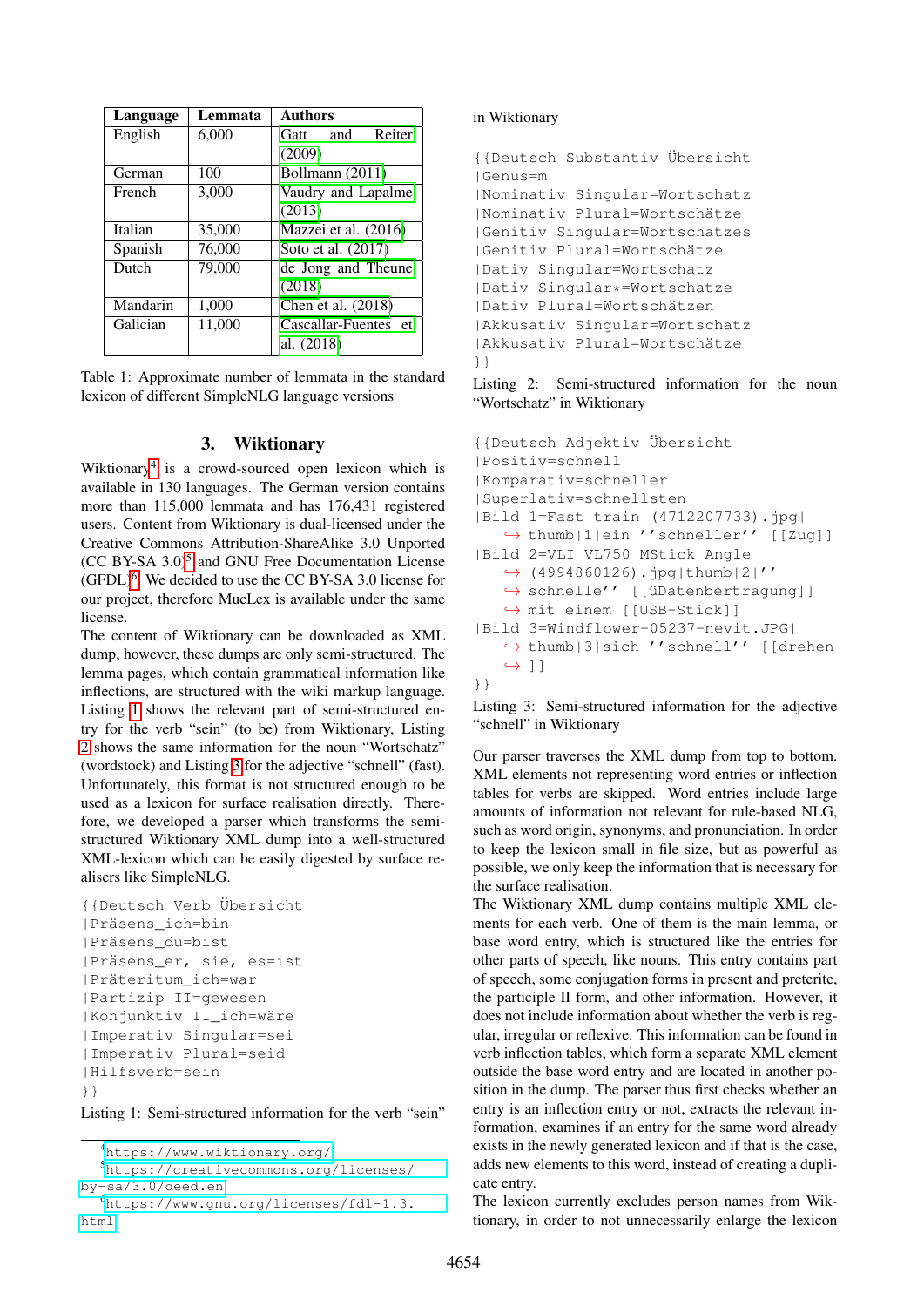| Language | Lemmata | Authors |
|---|---|---|
| English | 6,000 | Gatt and Reiter (2009) |
| German | 100 | Bollmann (2011) |
| French | 3,000 | Vaudry and Lapalme (2013) |
| Italian | 35,000 | Mazzei et al. (2016) |
| Spanish | 76,000 | Soto et al. (2017) |
| Dutch | 79,000 | de Jong and Theune (2018) |
| Mandarin | 1,000 | Chen et al. (2018) |
| Galician | 11,000 | Cascallar-Fuentes et al. (2018) |

Table 1: Approximate number of lemmata in the standard lexicon of different SimpleNLG language versions

## 3. Wiktionary

Wiktionary[4] is a crowd-sourced open lexicon which is available in 130 languages. The German version contains more than 115,000 lemmata and has 176,431 registered users. Content from Wiktionary is dual-licensed under the Creative Commons Attribution-ShareAlike 3.0 Unported (CC BY-SA 3.0)[5] and GNU Free Documentation License (GFDL)[6]. We decided to use the CC BY-SA 3.0 license for our project, therefore MucLex is available under the same license.

The content of Wiktionary can be downloaded as XML dump, however, these dumps are only semi-structured. The lemma pages, which contain grammatical information like inflections, are structured with the wiki markup language. Listing 1 shows the relevant part of semi-structured entry for the verb "sein" (to be) from Wiktionary, Listing 2 shows the same information for the noun "Wortschatz" (wordstock) and Listing 3 for the adjective "schnell" (fast). Unfortunately, this format is not structured enough to be used as a lexicon for surface realisation directly. Therefore, we developed a parser which transforms the semi-structured Wiktionary XML dump into a well-structured XML-lexicon which can be easily digested by surface realisers like SimpleNLG.

```
{{Deutsch Verb Übersicht
|Präsens_ich=bin
|Präsens_du=bist
|Präsens_er, sie, es=ist
|Präteritum_ich=war
|Partizip II=gewesen
|Konjunktiv II_ich=wäre
|Imperativ Singular=sei
|Imperativ Plural=seid
|Hilfsverb=sein
}}
```

Listing 1: Semi-structured information for the verb "sein" in Wiktionary

```
{{Deutsch Substantiv Übersicht
|Genus=m
|Nominativ Singular=Wortschatz
|Nominativ Plural=Wortschätze
|Genitiv Singular=Wortschatzes
|Genitiv Plural=Wortschätze
|Dativ Singular=Wortschatz
|Dativ Singular*=Wortschatze
|Dativ Plural=Wortschätzen
|Akkusativ Singular=Wortschatz
|Akkusativ Plural=Wortschätze
}}
```

Listing 2: Semi-structured information for the noun "Wortschatz" in Wiktionary

```
{{Deutsch Adjektiv Übersicht
|Positiv=schnell
|Komparativ=schneller
|Superlativ=schnellsten
|Bild 1=Fast train (4712207733).jpg|
    ↪ thumb|1|ein ''schneller'' [[Zug]]
|Bild 2=VLI VL750 MStick Angle
    ↪ (4994860126).jpg|thumb|2|''
    ↪ schnelle'' [[üDatenbertragung]]
    ↪ mit einem [[USB-Stick]]
|Bild 3=Windflower-05237-nevit.JPG|
    ↪ thumb|3|sich ''schnell'' [[drehen
    ↪ ]]
}}
```

Listing 3: Semi-structured information for the adjective "schnell" in Wiktionary

Our parser traverses the XML dump from top to bottom. XML elements not representing word entries or inflection tables for verbs are skipped. Word entries include large amounts of information not relevant for rule-based NLG, such as word origin, synonyms, and pronunciation. In order to keep the lexicon small in file size, but as powerful as possible, we only keep the information that is necessary for the surface realisation.

The Wiktionary XML dump contains multiple XML elements for each verb. One of them is the main lemma, or base word entry, which is structured like the entries for other parts of speech, like nouns. This entry contains part of speech, some conjugation forms in present and preterite, the participle II form, and other information. However, it does not include information about whether the verb is regular, irregular or reflexive. This information can be found in verb inflection tables, which form a separate XML element outside the base word entry and are located in another position in the dump. The parser thus first checks whether an entry is an inflection entry or not, extracts the relevant information, examines if an entry for the same word already exists in the newly generated lexicon and if that is the case, adds new elements to this word, instead of creating a duplicate entry.

The lexicon currently excludes person names from Wiktionary, in order to not unnecessarily enlarge the lexicon

[4] https://www.wiktionary.org/

[5] https://creativecommons.org/licenses/by-sa/3.0/deed.en

[6] https://www.gnu.org/licenses/fdl-1.3.html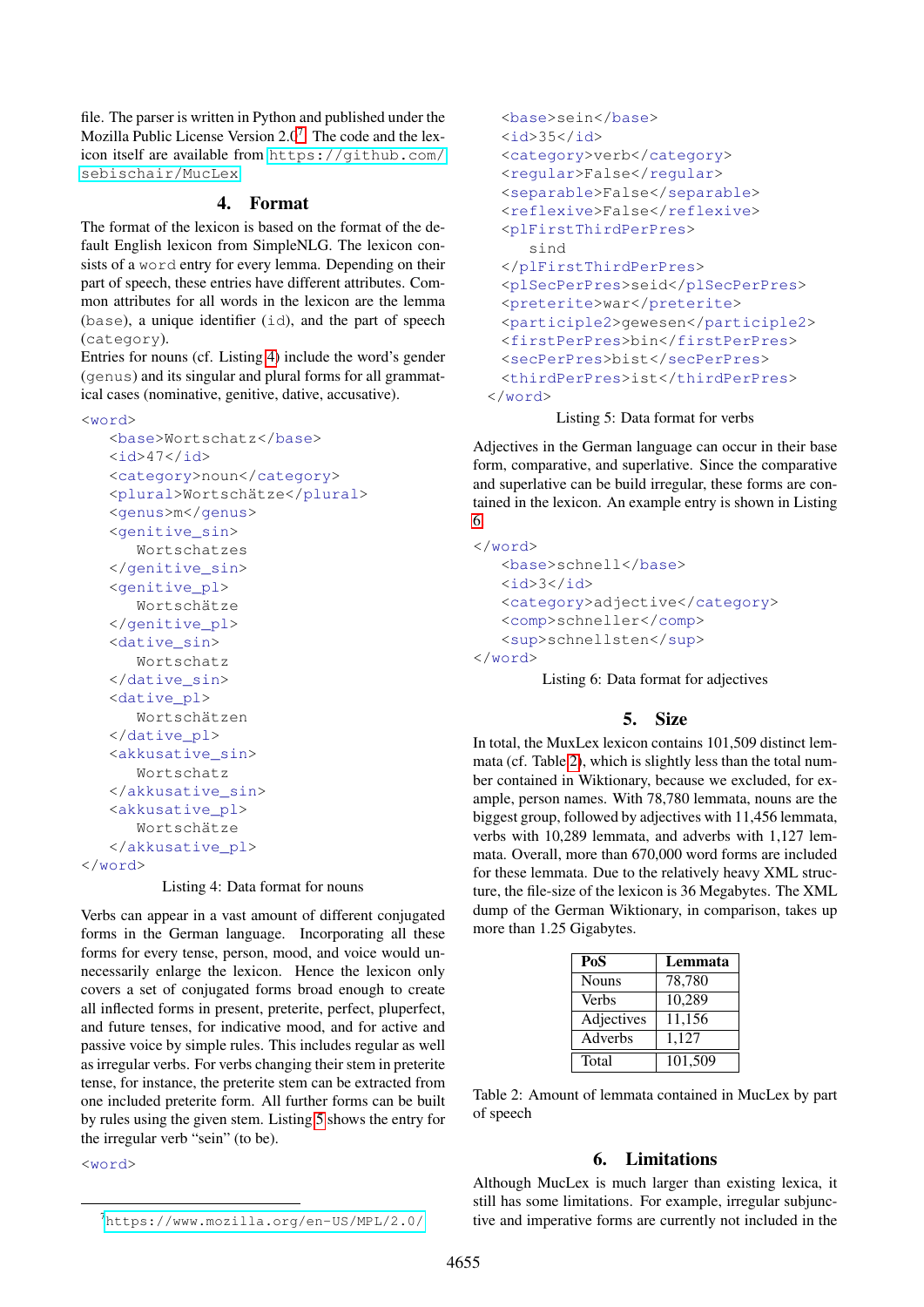file. The parser is written in Python and published under the Mozilla Public License Version 2.0[7]. The code and the lexicon itself are available from https://github.com/sebischair/MucLex

## 4. Format

The format of the lexicon is based on the format of the default English lexicon from SimpleNLG. The lexicon consists of a `word` entry for every lemma. Depending on their part of speech, these entries have different attributes. Common attributes for all words in the lexicon are the lemma (`base`), a unique identifier (`id`), and the part of speech (`category`).

Entries for nouns (cf. Listing 4) include the word's gender (`genus`) and its singular and plural forms for all grammatical cases (nominative, genitive, dative, accusative).

```
<word>
   <base>Wortschatz</base>
   <id>47</id>
   <category>noun</category>
   <plural>Wortschätze</plural>
   <genus>m</genus>
   <genitive_sin>
      Wortschatzes
   </genitive_sin>
   <genitive_pl>
      Wortschätze
   </genitive_pl>
   <dative_sin>
      Wortschatz
   </dative_sin>
   <dative_pl>
      Wortschätzen
   </dative_pl>
   <akkusative_sin>
      Wortschatz
   </akkusative_sin>
   <akkusative_pl>
      Wortschätze
   </akkusative_pl>
</word>
```

Listing 4: Data format for nouns

Verbs can appear in a vast amount of different conjugated forms in the German language. Incorporating all these forms for every tense, person, mood, and voice would unnecessarily enlarge the lexicon. Hence the lexicon only covers a set of conjugated forms broad enough to create all inflected forms in present, preterite, perfect, pluperfect, and future tenses, for indicative mood, and for active and passive voice by simple rules. This includes regular as well as irregular verbs. For verbs changing their stem in preterite tense, for instance, the preterite stem can be extracted from one included preterite form. All further forms can be built by rules using the given stem. Listing 5 shows the entry for the irregular verb "sein" (to be).

```
<word>
   <base>sein</base>
   <id>35</id>
   <category>verb</category>
   <regular>False</regular>
   <separable>False</separable>
   <reflexive>False</reflexive>
   <plFirstThirdPerPres>
      sind
   </plFirstThirdPerPres>
   <plSecPerPres>seid</plSecPerPres>
   <preterite>war</preterite>
   <participle2>gewesen</participle2>
   <firstPerPres>bin</firstPerPres>
   <secPerPres>bist</secPerPres>
   <thirdPerPres>ist</thirdPerPres>
</word>
```

Listing 5: Data format for verbs

Adjectives in the German language can occur in their base form, comparative, and superlative. Since the comparative and superlative can be build irregular, these forms are contained in the lexicon. An example entry is shown in Listing 6.

```
</word>
   <base>schnell</base>
   <id>3</id>
   <category>adjective</category>
   <comp>schneller</comp>
   <sup>schnellsten</sup>
</word>
```

Listing 6: Data format for adjectives

## 5. Size

In total, the MuxLex lexicon contains 101,509 distinct lemmata (cf. Table 2), which is slightly less than the total number contained in Wiktionary, because we excluded, for example, person names. With 78,780 lemmata, nouns are the biggest group, followed by adjectives with 11,456 lemmata, verbs with 10,289 lemmata, and adverbs with 1,127 lemmata. Overall, more than 670,000 word forms are included for these lemmata. Due to the relatively heavy XML structure, the file-size of the lexicon is 36 Megabytes. The XML dump of the German Wiktionary, in comparison, takes up more than 1.25 Gigabytes.

| PoS | Lemmata |
|---|---|
| Nouns | 78,780 |
| Verbs | 10,289 |
| Adjectives | 11,156 |
| Adverbs | 1,127 |
| Total | 101,509 |

Table 2: Amount of lemmata contained in MucLex by part of speech

## 6. Limitations

Although MucLex is much larger than existing lexica, it still has some limitations. For example, irregular subjunctive and imperative forms are currently not included in the

[7] https://www.mozilla.org/en-US/MPL/2.0/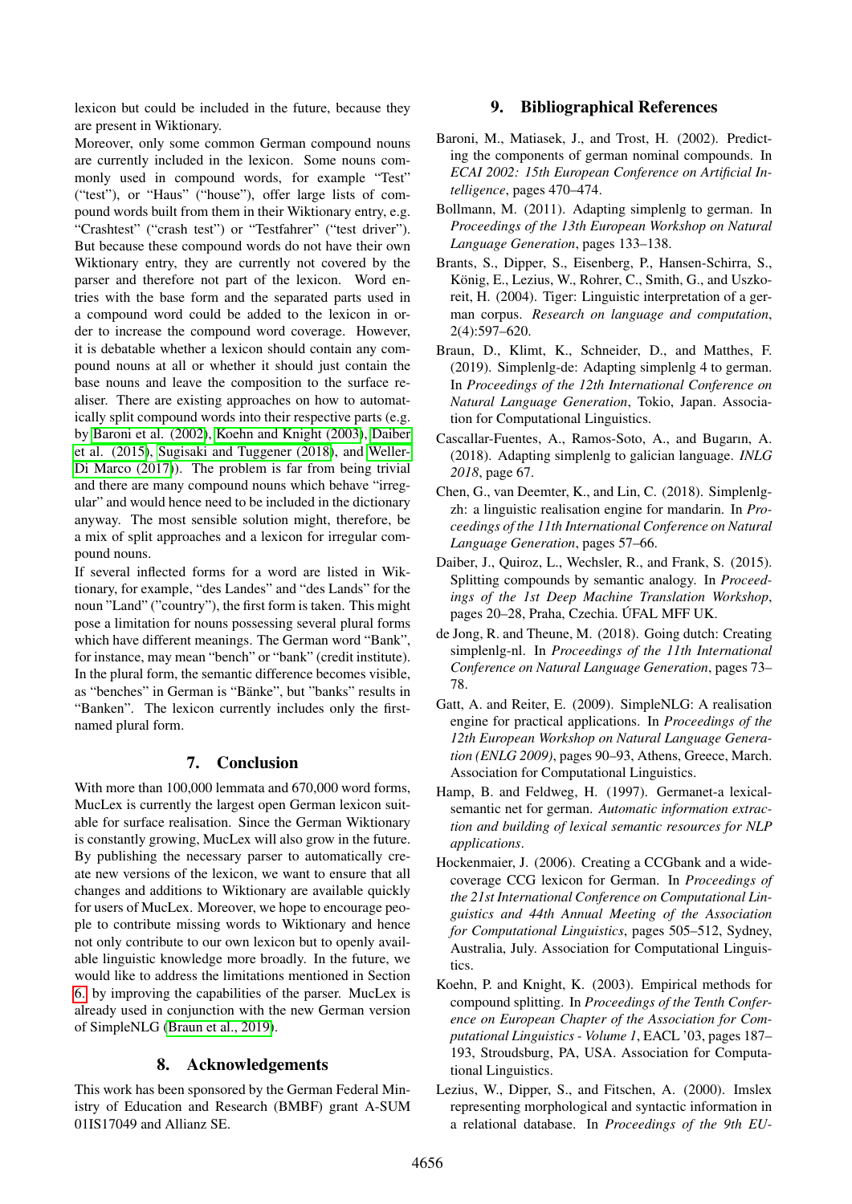lexicon but could be included in the future, because they are present in Wiktionary.

Moreover, only some common German compound nouns are currently included in the lexicon. Some nouns commonly used in compound words, for example "Test" ("test"), or "Haus" ("house"), offer large lists of compound words built from them in their Wiktionary entry, e.g. "Crashtest" ("crash test") or "Testfahrer" ("test driver"). But because these compound words do not have their own Wiktionary entry, they are currently not covered by the parser and therefore not part of the lexicon. Word entries with the base form and the separated parts used in a compound word could be added to the lexicon in order to increase the compound word coverage. However, it is debatable whether a lexicon should contain any compound nouns at all or whether it should just contain the base nouns and leave the composition to the surface realiser. There are existing approaches on how to automatically split compound words into their respective parts (e.g. by Baroni et al. (2002), Koehn and Knight (2003), Daiber et al. (2015), Sugisaki and Tuggener (2018), and Weller-Di Marco (2017)). The problem is far from being trivial and there are many compound nouns which behave "irregular" and would hence need to be included in the dictionary anyway. The most sensible solution might, therefore, be a mix of split approaches and a lexicon for irregular compound nouns.

If several inflected forms for a word are listed in Wiktionary, for example, "des Landes" and "des Lands" for the noun "Land" ("country"), the first form is taken. This might pose a limitation for nouns possessing several plural forms which have different meanings. The German word "Bank", for instance, may mean "bench" or "bank" (credit institute). In the plural form, the semantic difference becomes visible, as "benches" in German is "Bänke", but "banks" results in "Banken". The lexicon currently includes only the first-named plural form.

## 7. Conclusion

With more than 100,000 lemmata and 670,000 word forms, MucLex is currently the largest open German lexicon suitable for surface realisation. Since the German Wiktionary is constantly growing, MucLex will also grow in the future. By publishing the necessary parser to automatically create new versions of the lexicon, we want to ensure that all changes and additions to Wiktionary are available quickly for users of MucLex. Moreover, we hope to encourage people to contribute missing words to Wiktionary and hence not only contribute to our own lexicon but to openly available linguistic knowledge more broadly. In the future, we would like to address the limitations mentioned in Section 6. by improving the capabilities of the parser. MucLex is already used in conjunction with the new German version of SimpleNLG (Braun et al., 2019).

## 8. Acknowledgements

This work has been sponsored by the German Federal Ministry of Education and Research (BMBF) grant A-SUM 01IS17049 and Allianz SE.

## 9. Bibliographical References

Baroni, M., Matiasek, J., and Trost, H. (2002). Predicting the components of german nominal compounds. In *ECAI 2002: 15th European Conference on Artificial Intelligence*, pages 470–474.

Bollmann, M. (2011). Adapting simplenlg to german. In *Proceedings of the 13th European Workshop on Natural Language Generation*, pages 133–138.

Brants, S., Dipper, S., Eisenberg, P., Hansen-Schirra, S., König, E., Lezius, W., Rohrer, C., Smith, G., and Uszkoreit, H. (2004). Tiger: Linguistic interpretation of a german corpus. *Research on language and computation*, 2(4):597–620.

Braun, D., Klimt, K., Schneider, D., and Matthes, F. (2019). Simplenlg-de: Adapting simplenlg 4 to german. In *Proceedings of the 12th International Conference on Natural Language Generation*, Tokio, Japan. Association for Computational Linguistics.

Cascallar-Fuentes, A., Ramos-Soto, A., and Bugarın, A. (2018). Adapting simplenlg to galician language. *INLG 2018*, page 67.

Chen, G., van Deemter, K., and Lin, C. (2018). Simplenlg-zh: a linguistic realisation engine for mandarin. In *Proceedings of the 11th International Conference on Natural Language Generation*, pages 57–66.

Daiber, J., Quiroz, L., Wechsler, R., and Frank, S. (2015). Splitting compounds by semantic analogy. In *Proceedings of the 1st Deep Machine Translation Workshop*, pages 20–28, Praha, Czechia. ÚFAL MFF UK.

de Jong, R. and Theune, M. (2018). Going dutch: Creating simplenlg-nl. In *Proceedings of the 11th International Conference on Natural Language Generation*, pages 73–78.

Gatt, A. and Reiter, E. (2009). SimpleNLG: A realisation engine for practical applications. In *Proceedings of the 12th European Workshop on Natural Language Generation (ENLG 2009)*, pages 90–93, Athens, Greece, March. Association for Computational Linguistics.

Hamp, B. and Feldweg, H. (1997). Germanet-a lexical-semantic net for german. *Automatic information extraction and building of lexical semantic resources for NLP applications*.

Hockenmaier, J. (2006). Creating a CCGbank and a wide-coverage CCG lexicon for German. In *Proceedings of the 21st International Conference on Computational Linguistics and 44th Annual Meeting of the Association for Computational Linguistics*, pages 505–512, Sydney, Australia, July. Association for Computational Linguistics.

Koehn, P. and Knight, K. (2003). Empirical methods for compound splitting. In *Proceedings of the Tenth Conference on European Chapter of the Association for Computational Linguistics - Volume 1*, EACL '03, pages 187–193, Stroudsburg, PA, USA. Association for Computational Linguistics.

Lezius, W., Dipper, S., and Fitschen, A. (2000). Imslex representing morphological and syntactic information in a relational database. In *Proceedings of the 9th EU-*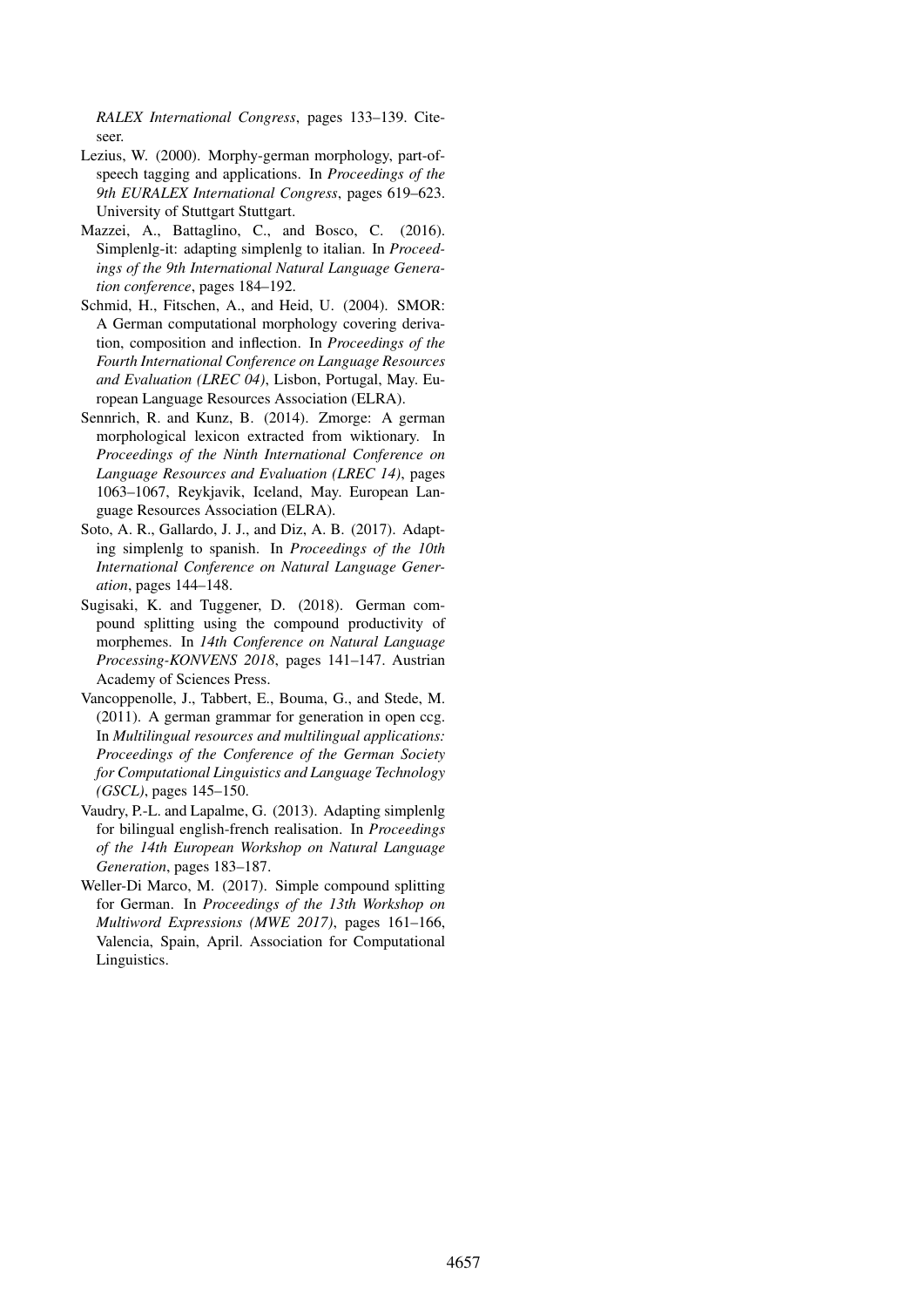*RALEX International Congress*, pages 133–139. Citeseer.

Lezius, W. (2000). Morphy-german morphology, part-of-speech tagging and applications. In *Proceedings of the 9th EURALEX International Congress*, pages 619–623. University of Stuttgart Stuttgart.

Mazzei, A., Battaglino, C., and Bosco, C. (2016). Simplenlg-it: adapting simplenlg to italian. In *Proceedings of the 9th International Natural Language Generation conference*, pages 184–192.

Schmid, H., Fitschen, A., and Heid, U. (2004). SMOR: A German computational morphology covering derivation, composition and inflection. In *Proceedings of the Fourth International Conference on Language Resources and Evaluation (LREC 04)*, Lisbon, Portugal, May. European Language Resources Association (ELRA).

Sennrich, R. and Kunz, B. (2014). Zmorge: A german morphological lexicon extracted from wiktionary. In *Proceedings of the Ninth International Conference on Language Resources and Evaluation (LREC 14)*, pages 1063–1067, Reykjavik, Iceland, May. European Language Resources Association (ELRA).

Soto, A. R., Gallardo, J. J., and Diz, A. B. (2017). Adapting simplenlg to spanish. In *Proceedings of the 10th International Conference on Natural Language Generation*, pages 144–148.

Sugisaki, K. and Tuggener, D. (2018). German compound splitting using the compound productivity of morphemes. In *14th Conference on Natural Language Processing-KONVENS 2018*, pages 141–147. Austrian Academy of Sciences Press.

Vancoppenolle, J., Tabbert, E., Bouma, G., and Stede, M. (2011). A german grammar for generation in open ccg. In *Multilingual resources and multilingual applications: Proceedings of the Conference of the German Society for Computational Linguistics and Language Technology (GSCL)*, pages 145–150.

Vaudry, P.-L. and Lapalme, G. (2013). Adapting simplenlg for bilingual english-french realisation. In *Proceedings of the 14th European Workshop on Natural Language Generation*, pages 183–187.

Weller-Di Marco, M. (2017). Simple compound splitting for German. In *Proceedings of the 13th Workshop on Multiword Expressions (MWE 2017)*, pages 161–166, Valencia, Spain, April. Association for Computational Linguistics.